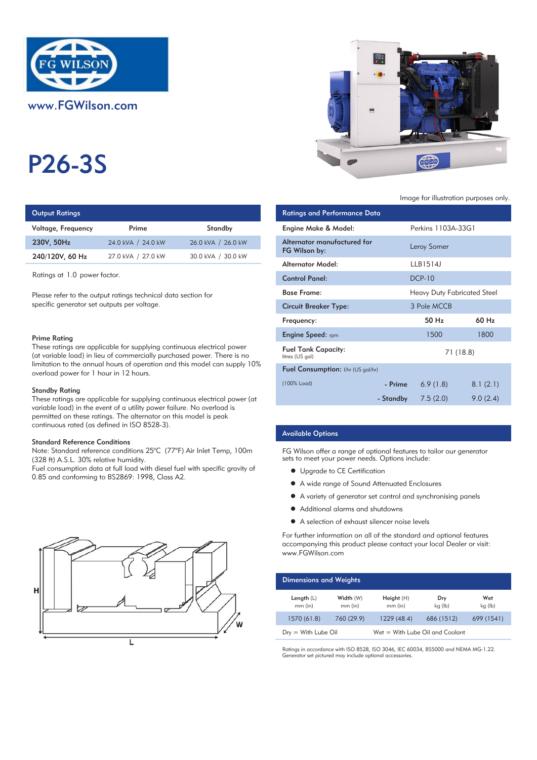www.FGWilson.com

# P26-3S

Image for illustration purposes only.

## Output Ratings

| Voltage, Frequency | Prime | Standby |
|---|---|---|
| 230V, 50Hz | 24.0 kVA / 24.0 kW | 26.0 kVA / 26.0 kW |
| 240/120V, 60 Hz | 27.0 kVA / 27.0 kW | 30.0 kVA / 30.0 kW |

Ratings at 1.0 power factor.

Please refer to the output ratings technical data section for specific generator set outputs per voltage.

### Prime Rating

These ratings are applicable for supplying continuous electrical power (at variable load) in lieu of commercially purchased power. There is no limitation to the annual hours of operation and this model can supply 10% overload power for 1 hour in 12 hours.

### Standby Rating

These ratings are applicable for supplying continuous electrical power (at variable load) in the event of a utility power failure. No overload is permitted on these ratings. The alternator on this model is peak continuous rated (as defined in ISO 8528-3).

### Standard Reference Conditions

Note: Standard reference conditions 25°C (77°F) Air Inlet Temp, 100m (328 ft) A.S.L. 30% relative humidity.
Fuel consumption data at full load with diesel fuel with specific gravity of 0.85 and conforming to BS2869: 1998, Class A2.

## Ratings and Performance Data

| | | |
|---|---|---|
| Engine Make & Model: | Perkins 1103A-33G1 | |
| Alternator manufactured for FG Wilson by: | Leroy Somer | |
| Alternator Model: | LLB1514J | |
| Control Panel: | DCP-10 | |
| Base Frame: | Heavy Duty Fabricated Steel | |
| Circuit Breaker Type: | 3 Pole MCCB | |
| Frequency: | 50 Hz | 60 Hz |
| Engine Speed: rpm | 1500 | 1800 |
| Fuel Tank Capacity: litres (US gal) | 71 (18.8) | |
| Fuel Consumption: l/hr (US gal/hr) | | |
| (100% Load) - Prime | 6.9 (1.8) | 8.1 (2.1) |
| - Standby | 7.5 (2.0) | 9.0 (2.4) |

## Available Options

FG Wilson offer a range of optional features to tailor our generator sets to meet your power needs. Options include:

- Upgrade to CE Certification
- A wide range of Sound Attenuated Enclosures
- A variety of generator set control and synchronising panels
- Additional alarms and shutdowns
- A selection of exhaust silencer noise levels

For further information on all of the standard and optional features accompanying this product please contact your local Dealer or visit: www.FGWilson.com

## Dimensions and Weights

| Length (L) mm (in) | Width (W) mm (in) | Height (H) mm (in) | Dry kg (lb) | Wet kg (lb) |
|---|---|---|---|---|
| 1570 (61.8) | 760 (29.9) | 1229 (48.4) | 686 (1512) | 699 (1541) |

Dry = With Lube Oil    Wet = With Lube Oil and Coolant

Ratings in accordance with ISO 8528, ISO 3046, IEC 60034, BS5000 and NEMA MG-1.22.
Generator set pictured may include optional accessories.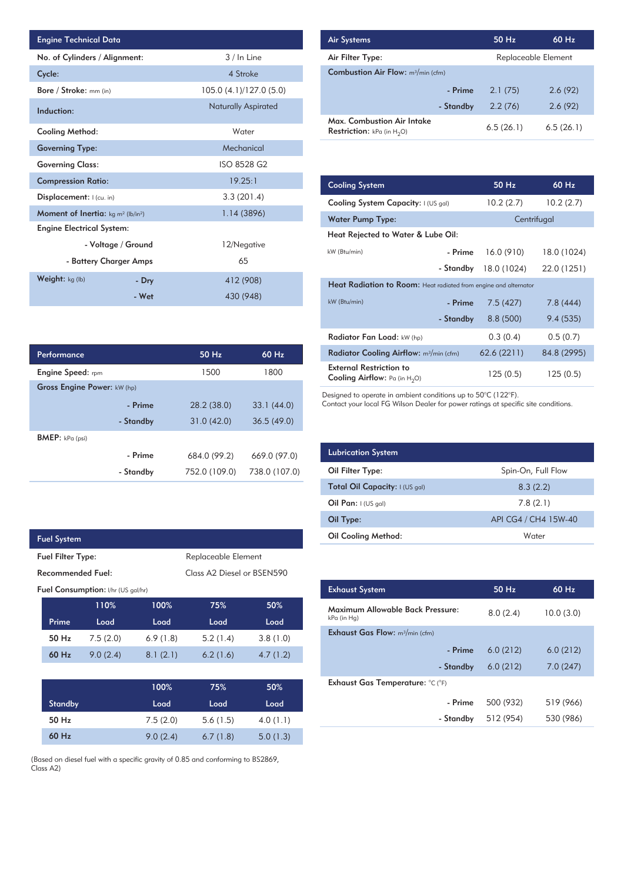| Engine Technical Data | | |
|---|---|---|
| No. of Cylinders / Alignment: | | 3 / In Line |
| Cycle: | | 4 Stroke |
| Bore / Stroke: mm (in) | | 105.0 (4.1)/127.0 (5.0) |
| Induction: | | Naturally Aspirated |
| Cooling Method: | | Water |
| Governing Type: | | Mechanical |
| Governing Class: | | ISO 8528 G2 |
| Compression Ratio: | | 19.25:1 |
| Displacement: l (cu. in) | | 3.3 (201.4) |
| Moment of Inertia: kg m² (lb/in²) | | 1.14 (3896) |
| Engine Electrical System: | | |
| | - Voltage / Ground | 12/Negative |
| | - Battery Charger Amps | 65 |
| Weight: kg (lb) | - Dry | 412 (908) |
| | - Wet | 430 (948) |

| Performance | | 50 Hz | 60 Hz |
|---|---|---|---|
| Engine Speed: rpm | | 1500 | 1800 |
| Gross Engine Power: kW (hp) | | | |
| | - Prime | 28.2 (38.0) | 33.1 (44.0) |
| | - Standby | 31.0 (42.0) | 36.5 (49.0) |
| BMEP: kPa (psi) | | | |
| | - Prime | 684.0 (99.2) | 669.0 (97.0) |
| | - Standby | 752.0 (109.0) | 738.0 (107.0) |

| Fuel System | |
|---|---|
| Fuel Filter Type: | Replaceable Element |
| Recommended Fuel: | Class A2 Diesel or BSEN590 |

Fuel Consumption: l/hr (US gal/hr)

| Prime | 110% Load | 100% Load | 75% Load | 50% Load |
|---|---|---|---|---|
| 50 Hz | 7.5 (2.0) | 6.9 (1.8) | 5.2 (1.4) | 3.8 (1.0) |
| 60 Hz | 9.0 (2.4) | 8.1 (2.1) | 6.2 (1.6) | 4.7 (1.2) |

| Standby | | 100% Load | 75% Load | 50% Load |
|---|---|---|---|---|
| 50 Hz | | 7.5 (2.0) | 5.6 (1.5) | 4.0 (1.1) |
| 60 Hz | | 9.0 (2.4) | 6.7 (1.8) | 5.0 (1.3) |

(Based on diesel fuel with a specific gravity of 0.85 and conforming to BS2869, Class A2)

| Air Systems | | 50 Hz | 60 Hz |
|---|---|---|---|
| Air Filter Type: | | Replaceable Element | |
| Combustion Air Flow: m³/min (cfm) | | | |
| | - Prime | 2.1 (75) | 2.6 (92) |
| | - Standby | 2.2 (76) | 2.6 (92) |
| Max. Combustion Air Intake Restriction: kPa (in $H_2O$) | | 6.5 (26.1) | 6.5 (26.1) |

| Cooling System | | 50 Hz | 60 Hz |
|---|---|---|---|
| Cooling System Capacity: l (US gal) | | 10.2 (2.7) | 10.2 (2.7) |
| Water Pump Type: | | Centrifugal | |
| Heat Rejected to Water & Lube Oil: | | | |
| kW (Btu/min) | - Prime | 16.0 (910) | 18.0 (1024) |
| | - Standby | 18.0 (1024) | 22.0 (1251) |
| Heat Radiation to Room: Heat radiated from engine and alternator | | | |
| kW (Btu/min) | - Prime | 7.5 (427) | 7.8 (444) |
| | - Standby | 8.8 (500) | 9.4 (535) |
| Radiator Fan Load: kW (hp) | | 0.3 (0.4) | 0.5 (0.7) |
| Radiator Cooling Airflow: m³/min (cfm) | | 62.6 (2211) | 84.8 (2995) |
| External Restriction to Cooling Airflow: Pa (in $H_2O$) | | 125 (0.5) | 125 (0.5) |

Designed to operate in ambient conditions up to 50°C (122°F).
Contact your local FG Wilson Dealer for power ratings at specific site conditions.

| Lubrication System | |
|---|---|
| Oil Filter Type: | Spin-On, Full Flow |
| Total Oil Capacity: l (US gal) | 8.3 (2.2) |
| Oil Pan: l (US gal) | 7.8 (2.1) |
| Oil Type: | API CG4 / CH4 15W-40 |
| Oil Cooling Method: | Water |

| Exhaust System | | 50 Hz | 60 Hz |
|---|---|---|---|
| Maximum Allowable Back Pressure: kPa (in Hg) | | 8.0 (2.4) | 10.0 (3.0) |
| Exhaust Gas Flow: m³/min (cfm) | | | |
| | - Prime | 6.0 (212) | 6.0 (212) |
| | - Standby | 6.0 (212) | 7.0 (247) |
| Exhaust Gas Temperature: °C (°F) | | | |
| | - Prime | 500 (932) | 519 (966) |
| | - Standby | 512 (954) | 530 (986) |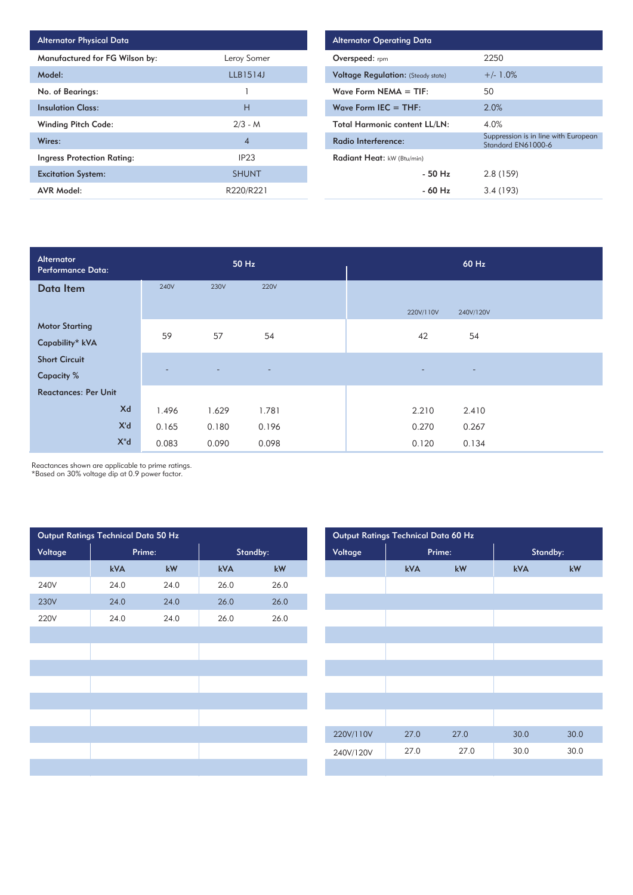| Alternator Physical Data | |
|---|---|
| Manufactured for FG Wilson by: | Leroy Somer |
| Model: | LLB1514J |
| No. of Bearings: | 1 |
| Insulation Class: | H |
| Winding Pitch Code: | 2/3 - M |
| Wires: | 4 |
| Ingress Protection Rating: | IP23 |
| Excitation System: | SHUNT |
| AVR Model: | R220/R221 |

| Alternator Operating Data | |
|---|---|
| Overspeed: rpm | 2250 |
| Voltage Regulation: (Steady state) | +/- 1.0% |
| Wave Form NEMA = TIF: | 50 |
| Wave Form IEC = THF: | 2.0% |
| Total Harmonic content LL/LN: | 4.0% |
| Radio Interference: | Suppression is in line with European Standard EN61000-6 |
| Radiant Heat: kW (Btu/min) | |
| - 50 Hz | 2.8 (159) |
| - 60 Hz | 3.4 (193) |

| Alternator Performance Data: | 50 Hz | | | 60 Hz | |
|---|---|---|---|---|---|
| Data Item | 240V | 230V | 220V | 220V/110V | 240V/120V |
| Motor Starting Capability* kVA | 59 | 57 | 54 | 42 | 54 |
| Short Circuit Capacity % | - | - | - | - | - |
| Reactances: Per Unit | | | | | |
| Xd | 1.496 | 1.629 | 1.781 | 2.210 | 2.410 |
| X'd | 0.165 | 0.180 | 0.196 | 0.270 | 0.267 |
| X"d | 0.083 | 0.090 | 0.098 | 0.120 | 0.134 |

Reactances shown are applicable to prime ratings.
*Based on 30% voltage dip at 0.9 power factor.

| Output Ratings Technical Data 50 Hz | | | | |
|---|---|---|---|---|
| Voltage | Prime: | | Standby: | |
| | kVA | kW | kVA | kW |
| 240V | 24.0 | 24.0 | 26.0 | 26.0 |
| 230V | 24.0 | 24.0 | 26.0 | 26.0 |
| 220V | 24.0 | 24.0 | 26.0 | 26.0 |

| Output Ratings Technical Data 60 Hz | | | | |
|---|---|---|---|---|
| Voltage | Prime: | | Standby: | |
| | kVA | kW | kVA | kW |
| 220V/110V | 27.0 | 27.0 | 30.0 | 30.0 |
| 240V/120V | 27.0 | 27.0 | 30.0 | 30.0 |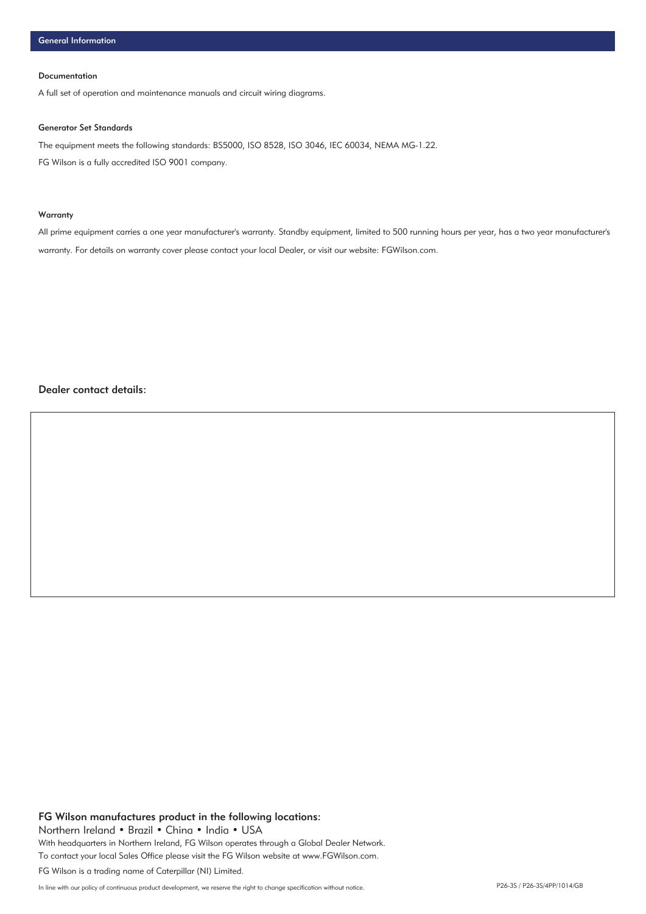## General Information

### Documentation

A full set of operation and maintenance manuals and circuit wiring diagrams.

### Generator Set Standards

The equipment meets the following standards: BS5000, ISO 8528, ISO 3046, IEC 60034, NEMA MG-1.22.

FG Wilson is a fully accredited ISO 9001 company.

### Warranty

All prime equipment carries a one year manufacturer's warranty. Standby equipment, limited to 500 running hours per year, has a two year manufacturer's warranty. For details on warranty cover please contact your local Dealer, or visit our website: FGWilson.com.

### Dealer contact details:

### FG Wilson manufactures product in the following locations:

Northern Ireland • Brazil • China • India • USA

With headquarters in Northern Ireland, FG Wilson operates through a Global Dealer Network.

To contact your local Sales Office please visit the FG Wilson website at www.FGWilson.com.

FG Wilson is a trading name of Caterpillar (NI) Limited.

In line with our policy of continuous product development, we reserve the right to change specification without notice.

P26-3S / P26-3S/4PP/1014/GB